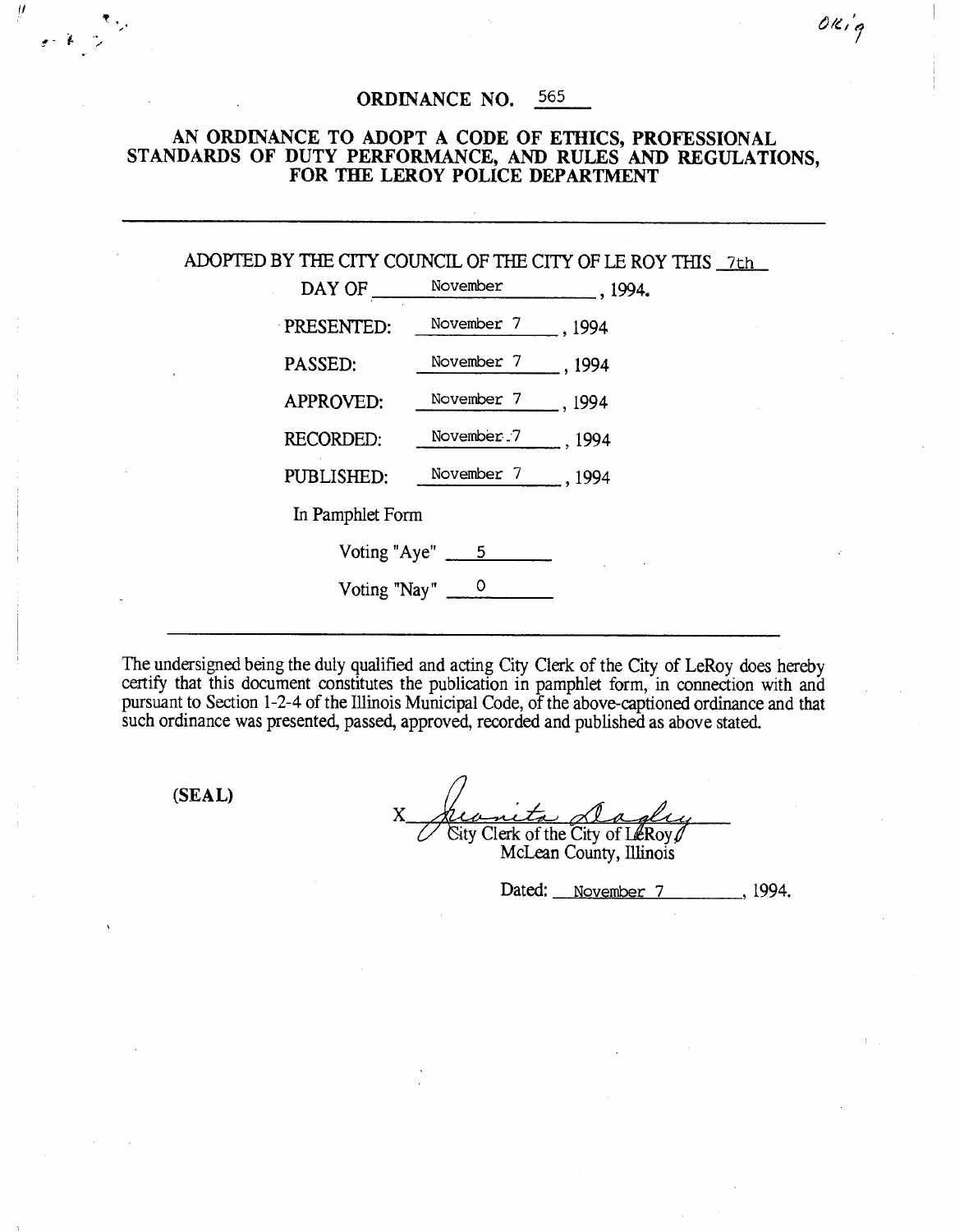Orig

# ORDINANCE NO. 565

## AN ORDINANCE TO ADOPT A CODE OF ETHICS, PROFESSIONAL STANDARDS OF DUTY PERFORMANCE, AND RULES AND REGULATIONS, FOR THE LEROY POLICE DEPARTMENT

---

ADOPTED BY THE CITY COUNCIL OF THE CITY OF LE ROY THIS 7th DAY OF November, 1994.

PRESENTED: November 7, 1994

PASSED: November 7, 1994

APPROVED: November 7, 1994

RECORDED: November 7, 1994

PUBLISHED: November 7, 1994

In Pamphlet Form

Voting "Aye" 5

Voting "Nay" 0

---

The undersigned being the duly qualified and acting City Clerk of the City of LeRoy does hereby certify that this document constitutes the publication in pamphlet form, in connection with and pursuant to Section 1-2-4 of the Illinois Municipal Code, of the above-captioned ordinance and that such ordinance was presented, passed, approved, recorded and published as above stated.

**(SEAL)**

X Juanita Dagley
City Clerk of the City of LeRoy
McLean County, Illinois

Dated: November 7, 1994.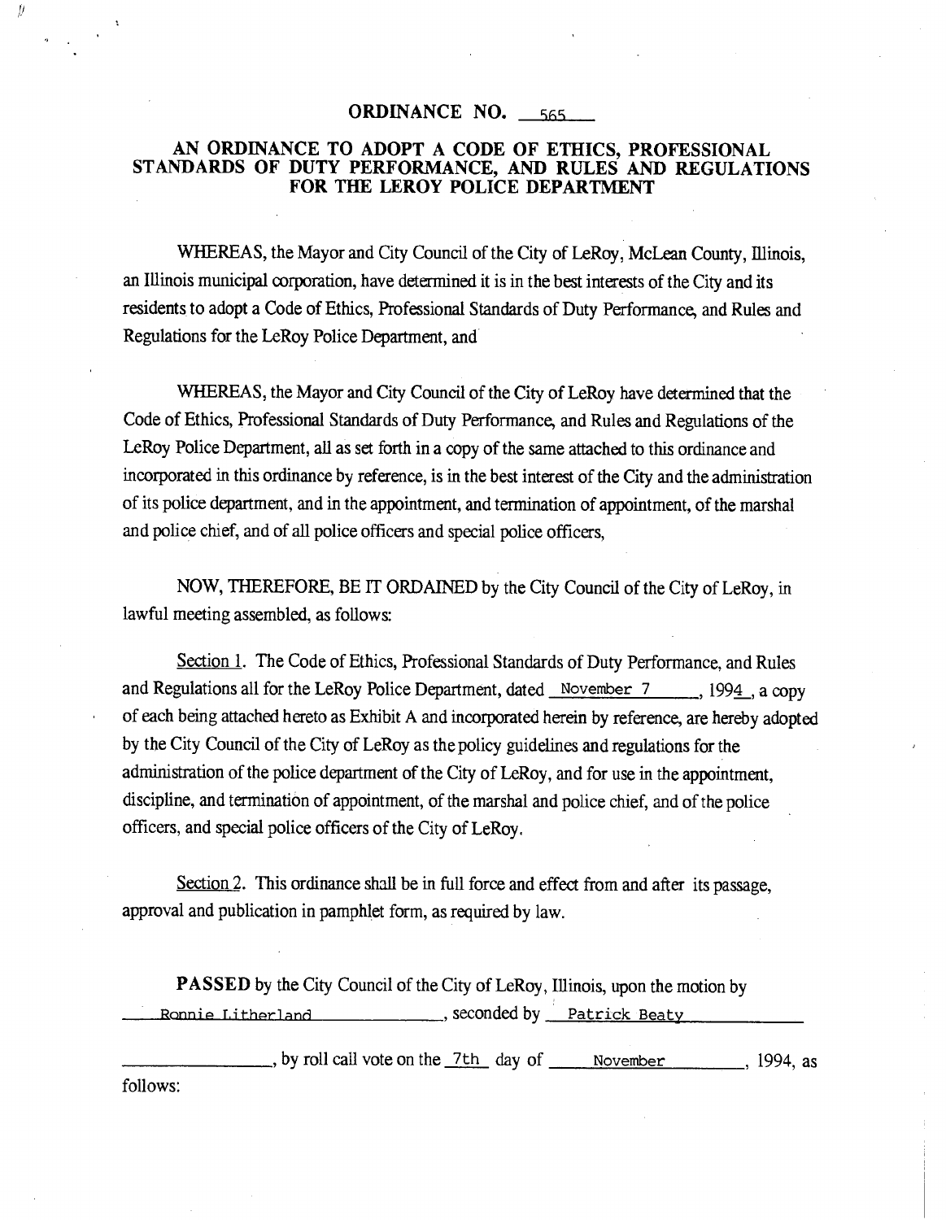# ORDINANCE NO. 565

## AN ORDINANCE TO ADOPT A CODE OF ETHICS, PROFESSIONAL STANDARDS OF DUTY PERFORMANCE, AND RULES AND REGULATIONS FOR THE LEROY POLICE DEPARTMENT

WHEREAS, the Mayor and City Council of the City of LeRoy, McLean County, Illinois, an Illinois municipal corporation, have determined it is in the best interests of the City and its residents to adopt a Code of Ethics, Professional Standards of Duty Performance, and Rules and Regulations for the LeRoy Police Department, and

WHEREAS, the Mayor and City Council of the City of LeRoy have determined that the Code of Ethics, Professional Standards of Duty Performance, and Rules and Regulations of the LeRoy Police Department, all as set forth in a copy of the same attached to this ordinance and incorporated in this ordinance by reference, is in the best interest of the City and the administration of its police department, and in the appointment, and termination of appointment, of the marshal and police chief, and of all police officers and special police officers,

NOW, THEREFORE, BE IT ORDAINED by the City Council of the City of LeRoy, in lawful meeting assembled, as follows:

Section 1. The Code of Ethics, Professional Standards of Duty Performance, and Rules and Regulations all for the LeRoy Police Department, dated November 7, 1994, a copy of each being attached hereto as Exhibit A and incorporated herein by reference, are hereby adopted by the City Council of the City of LeRoy as the policy guidelines and regulations for the administration of the police department of the City of LeRoy, and for use in the appointment, discipline, and termination of appointment, of the marshal and police chief, and of the police officers, and special police officers of the City of LeRoy.

Section 2. This ordinance shall be in full force and effect from and after its passage, approval and publication in pamphlet form, as required by law.

**PASSED** by the City Council of the City of LeRoy, Illinois, upon the motion by Ronnie Litherland, seconded by Patrick Beaty \_\_\_\_\_\_\_\_\_\_\_\_\_\_\_\_, by roll call vote on the 7th day of November, 1994, as follows: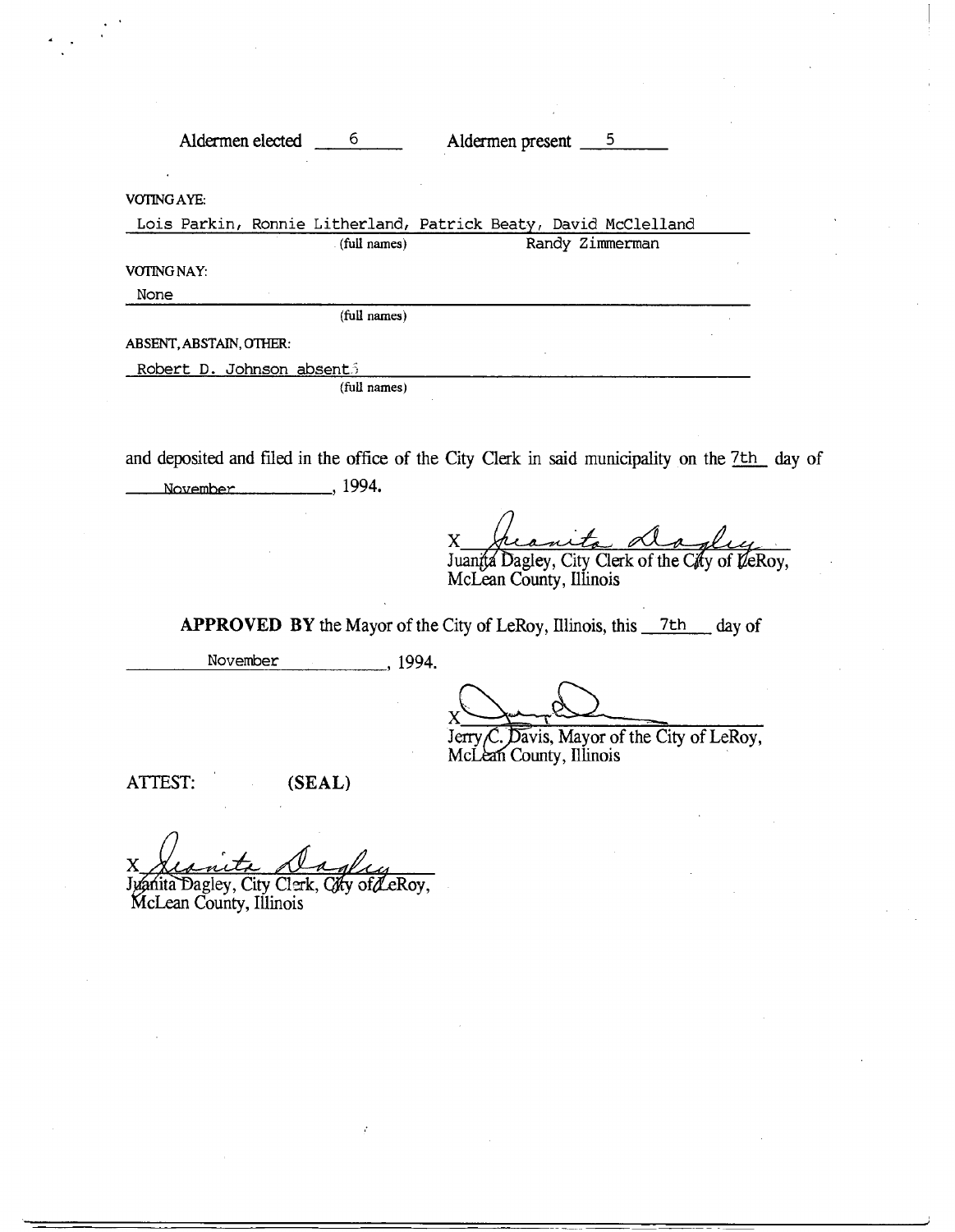Aldermen elected 6 Aldermen present 5

VOTING AYE:

Lois Parkin, Ronnie Litherland, Patrick Beaty, David McClelland Randy Zimmerman

(full names)

VOTING NAY:

None

(full names)

ABSENT, ABSTAIN, OTHER:

Robert D. Johnson absent

(full names)

and deposited and filed in the office of the City Clerk in said municipality on the 7th day of November, 1994.

X Juanita Dagley
Juanita Dagley, City Clerk of the City of LeRoy, McLean County, Illinois

**APPROVED BY** the Mayor of the City of LeRoy, Illinois, this 7th day of November, 1994.

X
Jerry C. Davis, Mayor of the City of LeRoy, McLean County, Illinois

ATTEST: **(SEAL)**

X Juanita Dagley
Juanita Dagley, City Clerk, City of LeRoy, McLean County, Illinois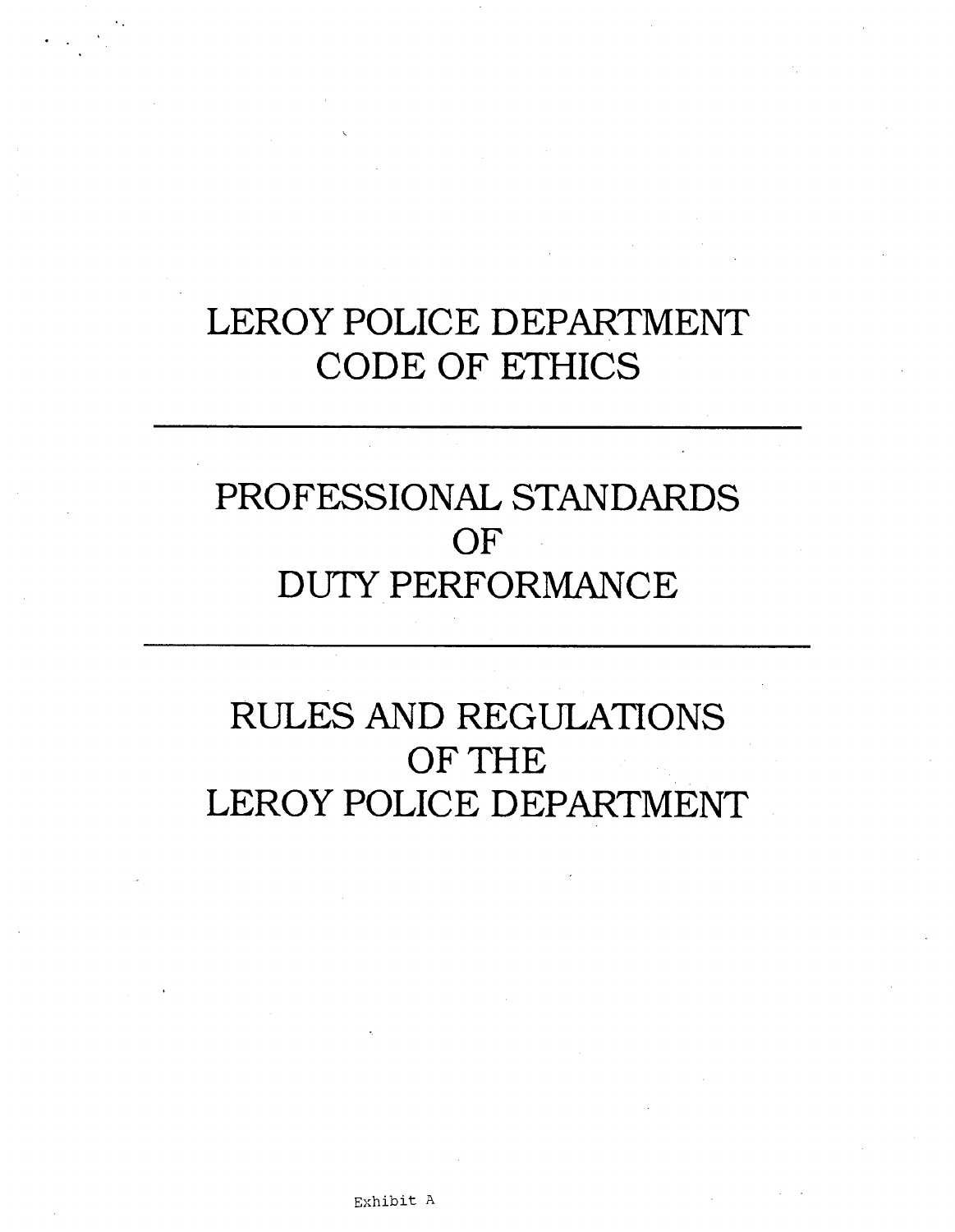# LEROY POLICE DEPARTMENT CODE OF ETHICS

---

# PROFESSIONAL STANDARDS OF DUTY PERFORMANCE

---

# RULES AND REGULATIONS OF THE LEROY POLICE DEPARTMENT

Exhibit A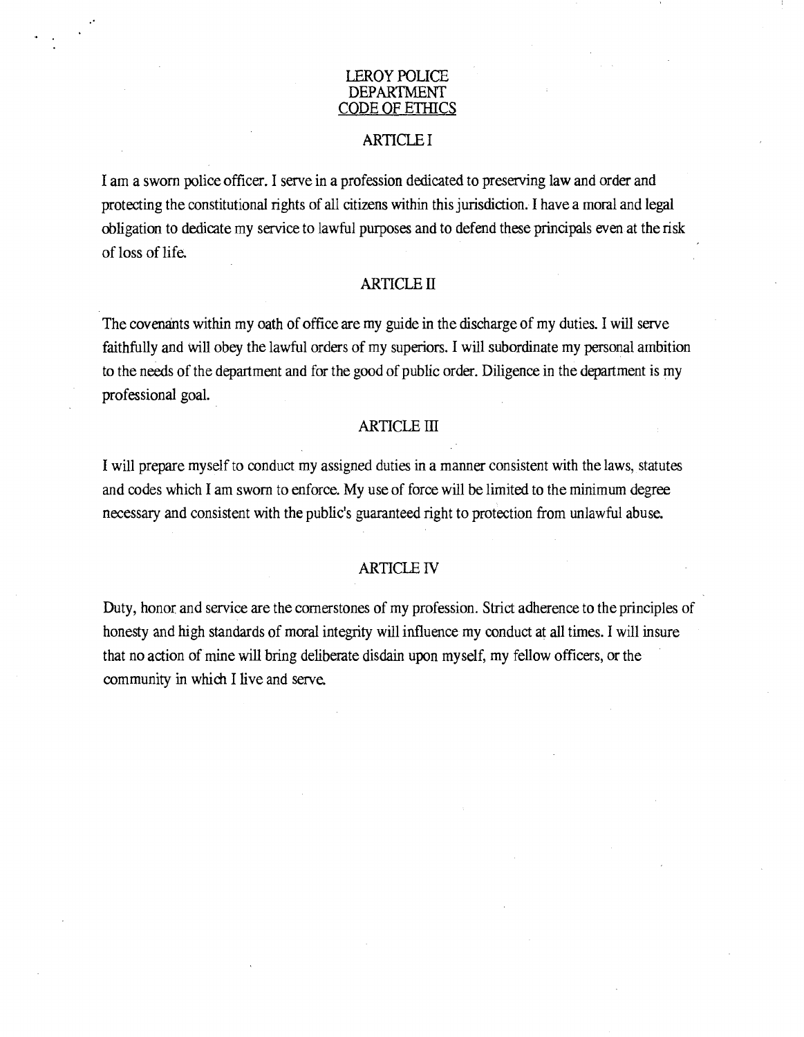# LEROY POLICE DEPARTMENT CODE OF ETHICS

## ARTICLE I

I am a sworn police officer. I serve in a profession dedicated to preserving law and order and protecting the constitutional rights of all citizens within this jurisdiction. I have a moral and legal obligation to dedicate my service to lawful purposes and to defend these principals even at the risk of loss of life.

## ARTICLE II

The covenants within my oath of office are my guide in the discharge of my duties. I will serve faithfully and will obey the lawful orders of my superiors. I will subordinate my personal ambition to the needs of the department and for the good of public order. Diligence in the department is my professional goal.

## ARTICLE III

I will prepare myself to conduct my assigned duties in a manner consistent with the laws, statutes and codes which I am sworn to enforce. My use of force will be limited to the minimum degree necessary and consistent with the public's guaranteed right to protection from unlawful abuse.

## ARTICLE IV

Duty, honor and service are the cornerstones of my profession. Strict adherence to the principles of honesty and high standards of moral integrity will influence my conduct at all times. I will insure that no action of mine will bring deliberate disdain upon myself, my fellow officers, or the community in which I live and serve.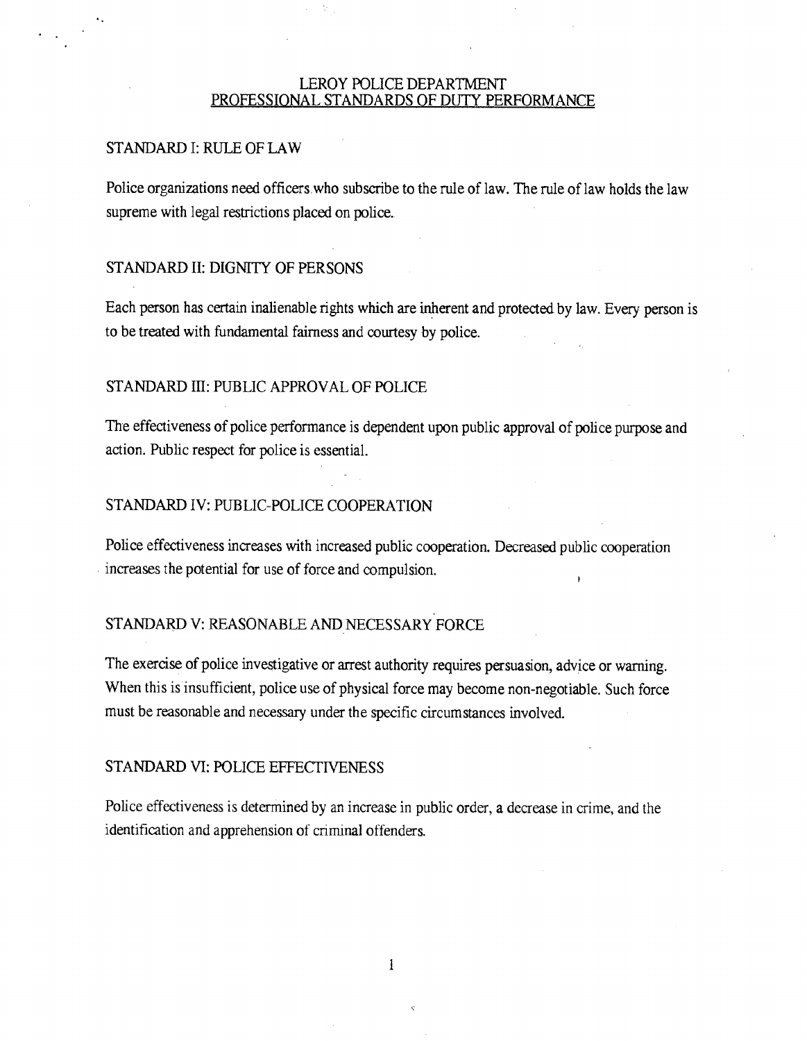# LEROY POLICE DEPARTMENT
## PROFESSIONAL STANDARDS OF DUTY PERFORMANCE

### STANDARD I: RULE OF LAW

Police organizations need officers who subscribe to the rule of law. The rule of law holds the law supreme with legal restrictions placed on police.

### STANDARD II: DIGNITY OF PERSONS

Each person has certain inalienable rights which are inherent and protected by law. Every person is to be treated with fundamental fairness and courtesy by police.

### STANDARD III: PUBLIC APPROVAL OF POLICE

The effectiveness of police performance is dependent upon public approval of police purpose and action. Public respect for police is essential.

### STANDARD IV: PUBLIC-POLICE COOPERATION

Police effectiveness increases with increased public cooperation. Decreased public cooperation increases the potential for use of force and compulsion.

### STANDARD V: REASONABLE AND NECESSARY FORCE

The exercise of police investigative or arrest authority requires persuasion, advice or warning. When this is insufficient, police use of physical force may become non-negotiable. Such force must be reasonable and necessary under the specific circumstances involved.

### STANDARD VI: POLICE EFFECTIVENESS

Police effectiveness is determined by an increase in public order, a decrease in crime, and the identification and apprehension of criminal offenders.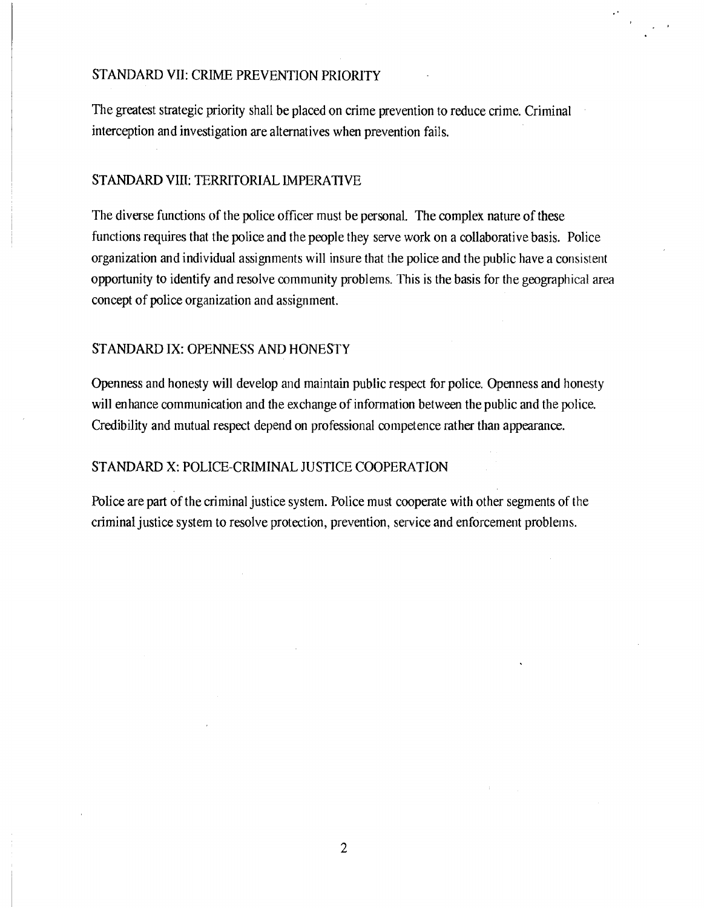### STANDARD VII: CRIME PREVENTION PRIORITY

The greatest strategic priority shall be placed on crime prevention to reduce crime. Criminal interception and investigation are alternatives when prevention fails.

### STANDARD VIII: TERRITORIAL IMPERATIVE

The diverse functions of the police officer must be personal. The complex nature of these functions requires that the police and the people they serve work on a collaborative basis. Police organization and individual assignments will insure that the police and the public have a consistent opportunity to identify and resolve community problems. This is the basis for the geographical area concept of police organization and assignment.

### STANDARD IX: OPENNESS AND HONESTY

Openness and honesty will develop and maintain public respect for police. Openness and honesty will enhance communication and the exchange of information between the public and the police. Credibility and mutual respect depend on professional competence rather than appearance.

### STANDARD X: POLICE-CRIMINAL JUSTICE COOPERATION

Police are part of the criminal justice system. Police must cooperate with other segments of the criminal justice system to resolve protection, prevention, service and enforcement problems.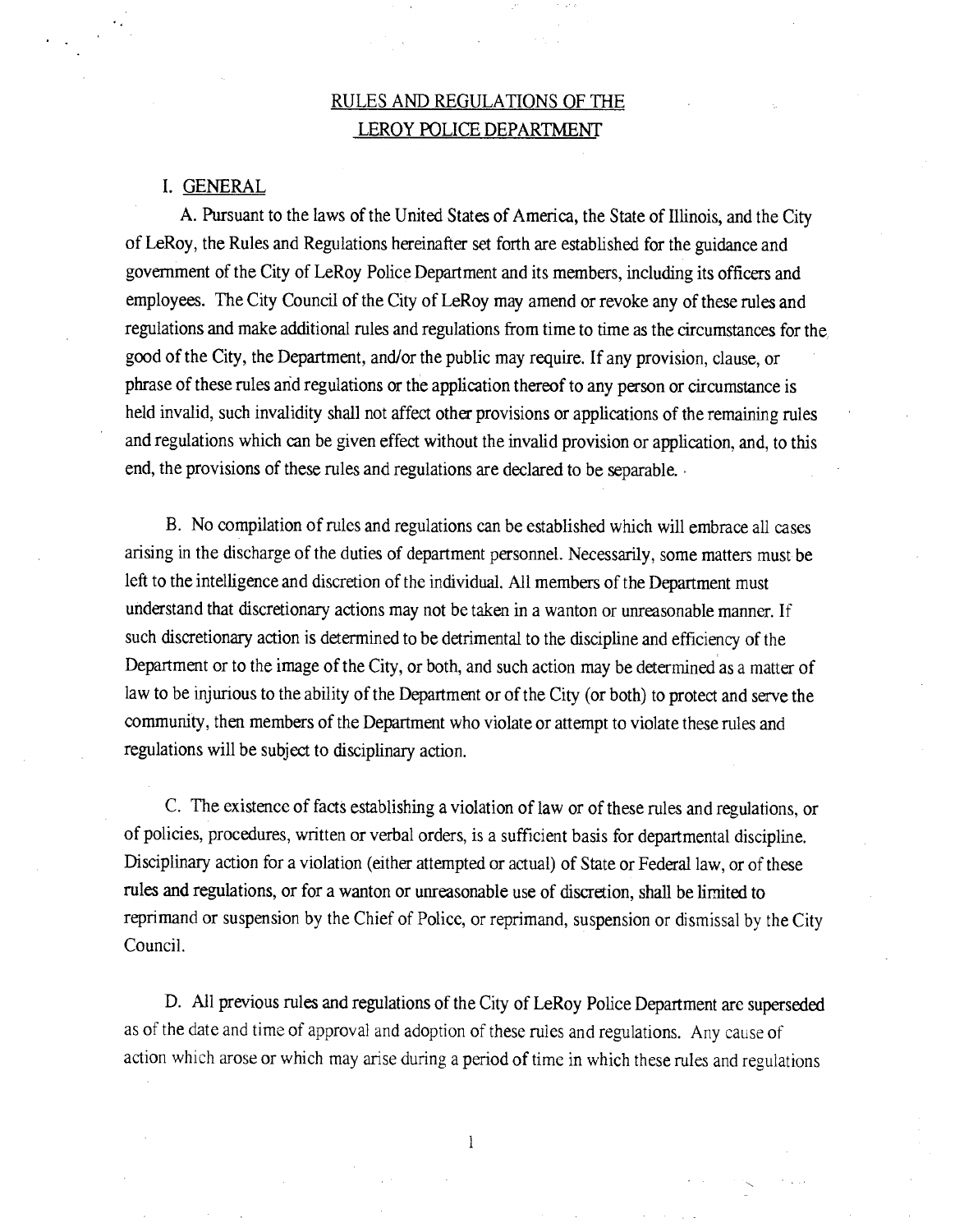# RULES AND REGULATIONS OF THE LEROY POLICE DEPARTMENT

## I. GENERAL

A. Pursuant to the laws of the United States of America, the State of Illinois, and the City of LeRoy, the Rules and Regulations hereinafter set forth are established for the guidance and government of the City of LeRoy Police Department and its members, including its officers and employees. The City Council of the City of LeRoy may amend or revoke any of these rules and regulations and make additional rules and regulations from time to time as the circumstances for the good of the City, the Department, and/or the public may require. If any provision, clause, or phrase of these rules and regulations or the application thereof to any person or circumstance is held invalid, such invalidity shall not affect other provisions or applications of the remaining rules and regulations which can be given effect without the invalid provision or application, and, to this end, the provisions of these rules and regulations are declared to be separable.

B. No compilation of rules and regulations can be established which will embrace all cases arising in the discharge of the duties of department personnel. Necessarily, some matters must be left to the intelligence and discretion of the individual. All members of the Department must understand that discretionary actions may not be taken in a wanton or unreasonable manner. If such discretionary action is determined to be detrimental to the discipline and efficiency of the Department or to the image of the City, or both, and such action may be determined as a matter of law to be injurious to the ability of the Department or of the City (or both) to protect and serve the community, then members of the Department who violate or attempt to violate these rules and regulations will be subject to disciplinary action.

C. The existence of facts establishing a violation of law or of these rules and regulations, or of policies, procedures, written or verbal orders, is a sufficient basis for departmental discipline. Disciplinary action for a violation (either attempted or actual) of State or Federal law, or of these rules and regulations, or for a wanton or unreasonable use of discretion, shall be limited to reprimand or suspension by the Chief of Police, or reprimand, suspension or dismissal by the City Council.

D. All previous rules and regulations of the City of LeRoy Police Department are superseded as of the date and time of approval and adoption of these rules and regulations. Any cause of action which arose or which may arise during a period of time in which these rules and regulations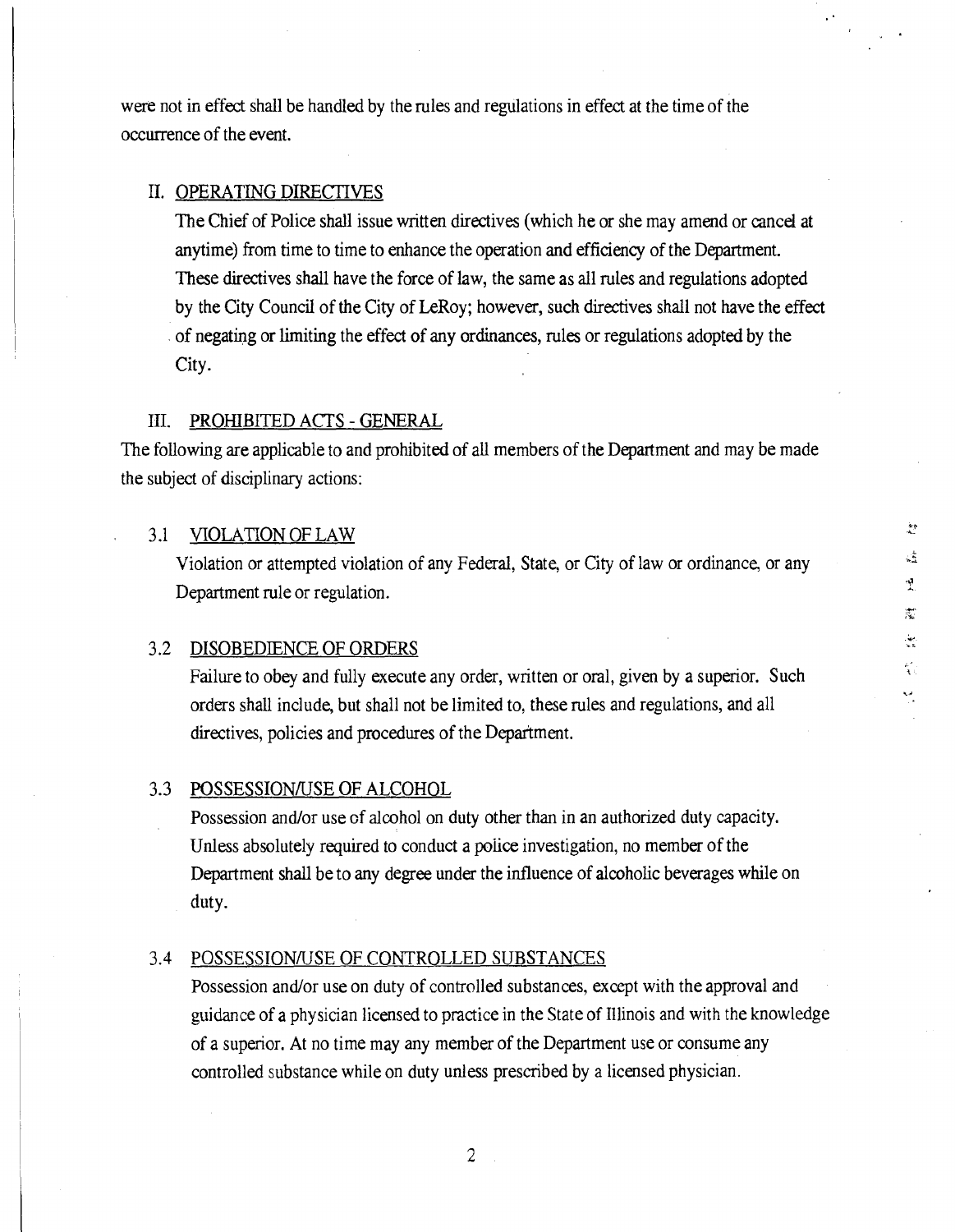were not in effect shall be handled by the rules and regulations in effect at the time of the occurrence of the event.

## II. OPERATING DIRECTIVES

The Chief of Police shall issue written directives (which he or she may amend or cancel at anytime) from time to time to enhance the operation and efficiency of the Department. These directives shall have the force of law, the same as all rules and regulations adopted by the City Council of the City of LeRoy; however, such directives shall not have the effect of negating or limiting the effect of any ordinances, rules or regulations adopted by the City.

## III. PROHIBITED ACTS - GENERAL

The following are applicable to and prohibited of all members of the Department and may be made the subject of disciplinary actions:

### 3.1 VIOLATION OF LAW

Violation or attempted violation of any Federal, State, or City of law or ordinance, or any Department rule or regulation.

### 3.2 DISOBEDIENCE OF ORDERS

Failure to obey and fully execute any order, written or oral, given by a superior. Such orders shall include, but shall not be limited to, these rules and regulations, and all directives, policies and procedures of the Department.

### 3.3 POSSESSION/USE OF ALCOHOL

Possession and/or use of alcohol on duty other than in an authorized duty capacity. Unless absolutely required to conduct a police investigation, no member of the Department shall be to any degree under the influence of alcoholic beverages while on duty.

### 3.4 POSSESSION/USE OF CONTROLLED SUBSTANCES

Possession and/or use on duty of controlled substances, except with the approval and guidance of a physician licensed to practice in the State of Illinois and with the knowledge of a superior. At no time may any member of the Department use or consume any controlled substance while on duty unless prescribed by a licensed physician.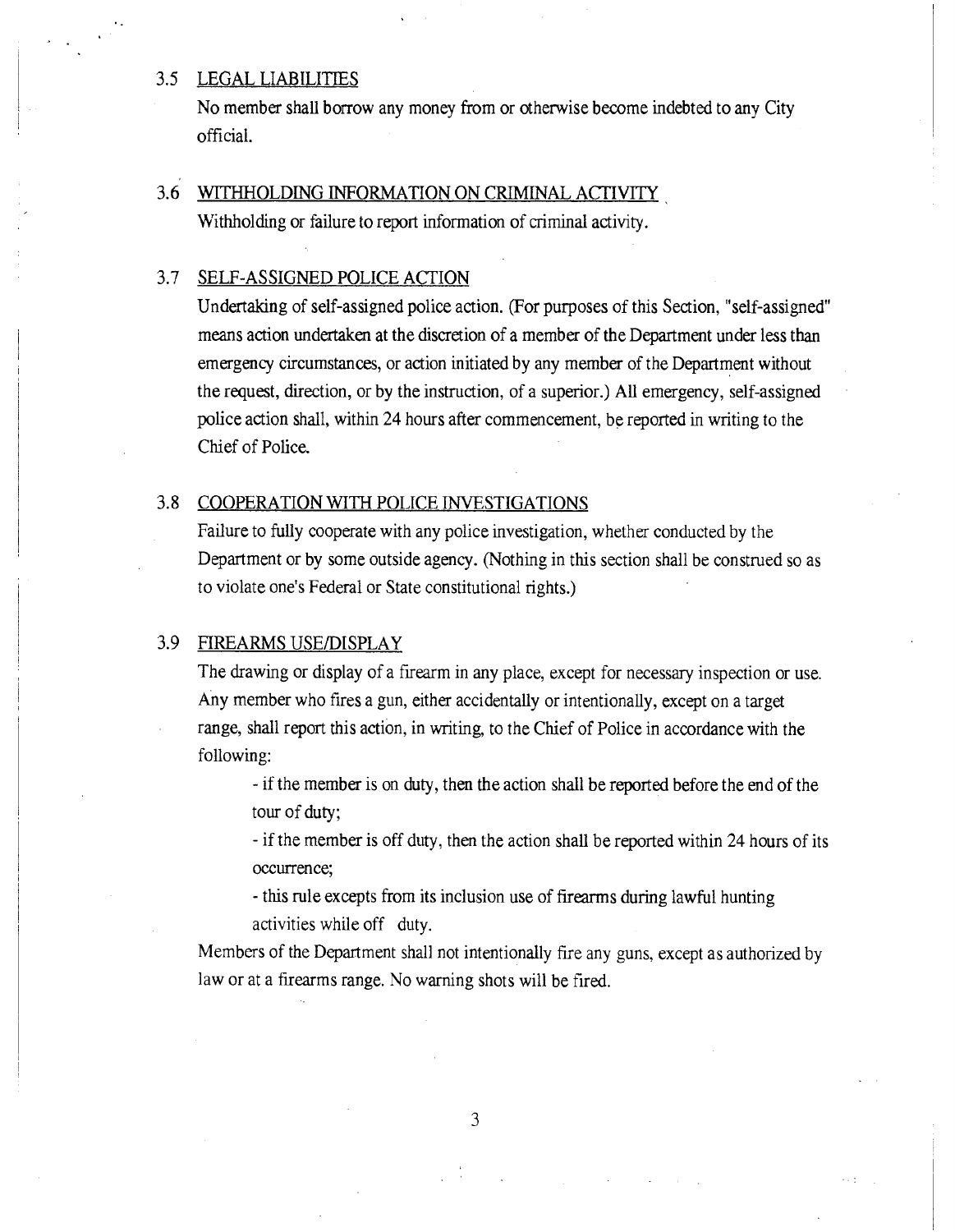### 3.5 LEGAL LIABILITIES

No member shall borrow any money from or otherwise become indebted to any City official.

### 3.6 WITHHOLDING INFORMATION ON CRIMINAL ACTIVITY

Withholding or failure to report information of criminal activity.

### 3.7 SELF-ASSIGNED POLICE ACTION

Undertaking of self-assigned police action. (For purposes of this Section, "self-assigned" means action undertaken at the discretion of a member of the Department under less than emergency circumstances, or action initiated by any member of the Department without the request, direction, or by the instruction, of a superior.) All emergency, self-assigned police action shall, within 24 hours after commencement, be reported in writing to the Chief of Police.

### 3.8 COOPERATION WITH POLICE INVESTIGATIONS

Failure to fully cooperate with any police investigation, whether conducted by the Department or by some outside agency. (Nothing in this section shall be construed so as to violate one's Federal or State constitutional rights.)

### 3.9 FIREARMS USE/DISPLAY

The drawing or display of a firearm in any place, except for necessary inspection or use. Any member who fires a gun, either accidentally or intentionally, except on a target range, shall report this action, in writing, to the Chief of Police in accordance with the following:

- if the member is on duty, then the action shall be reported before the end of the tour of duty;
- if the member is off duty, then the action shall be reported within 24 hours of its occurrence;
- this rule excepts from its inclusion use of firearms during lawful hunting activities while off duty.

Members of the Department shall not intentionally fire any guns, except as authorized by law or at a firearms range. No warning shots will be fired.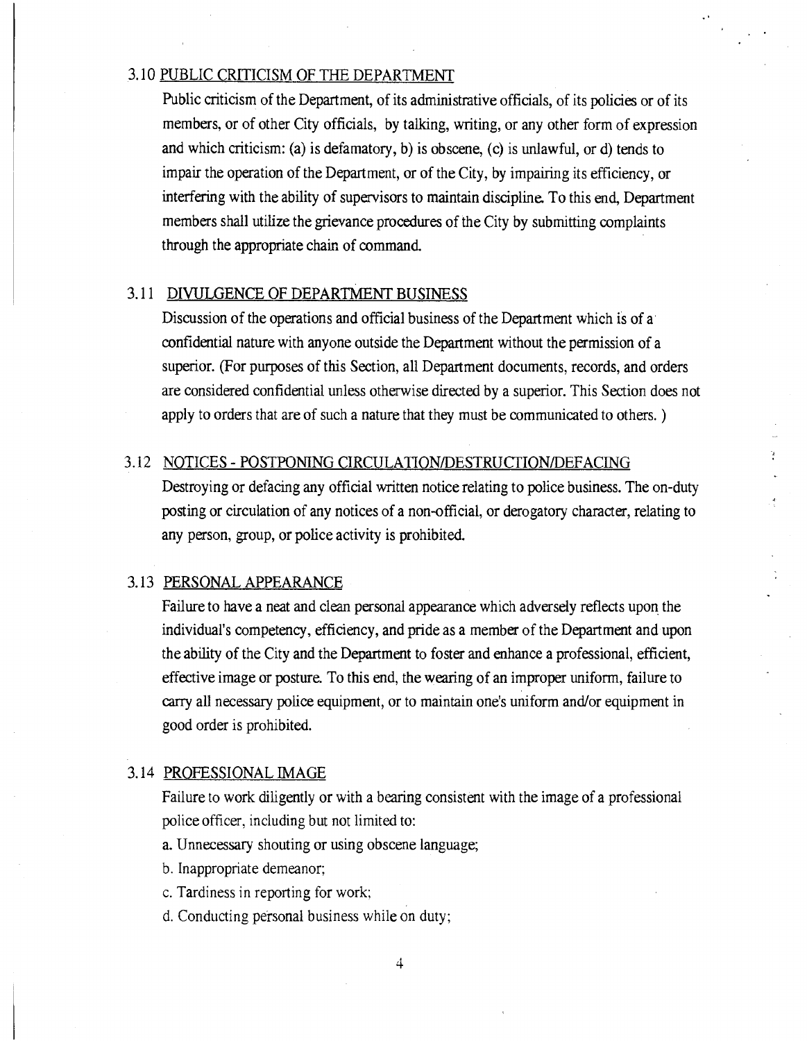### 3.10 PUBLIC CRITICISM OF THE DEPARTMENT

Public criticism of the Department, of its administrative officials, of its policies or of its members, or of other City officials, by talking, writing, or any other form of expression and which criticism: (a) is defamatory, b) is obscene, (c) is unlawful, or d) tends to impair the operation of the Department, or of the City, by impairing its efficiency, or interfering with the ability of supervisors to maintain discipline. To this end, Department members shall utilize the grievance procedures of the City by submitting complaints through the appropriate chain of command.

### 3.11 DIVULGENCE OF DEPARTMENT BUSINESS

Discussion of the operations and official business of the Department which is of a confidential nature with anyone outside the Department without the permission of a superior. (For purposes of this Section, all Department documents, records, and orders are considered confidential unless otherwise directed by a superior. This Section does not apply to orders that are of such a nature that they must be communicated to others. )

### 3.12 NOTICES - POSTPONING CIRCULATION/DESTRUCTION/DEFACING

Destroying or defacing any official written notice relating to police business. The on-duty posting or circulation of any notices of a non-official, or derogatory character, relating to any person, group, or police activity is prohibited.

### 3.13 PERSONAL APPEARANCE

Failure to have a neat and clean personal appearance which adversely reflects upon the individual's competency, efficiency, and pride as a member of the Department and upon the ability of the City and the Department to foster and enhance a professional, efficient, effective image or posture. To this end, the wearing of an improper uniform, failure to carry all necessary police equipment, or to maintain one's uniform and/or equipment in good order is prohibited.

### 3.14 PROFESSIONAL IMAGE

Failure to work diligently or with a bearing consistent with the image of a professional police officer, including but not limited to:

a. Unnecessary shouting or using obscene language;

b. Inappropriate demeanor;

c. Tardiness in reporting for work;

d. Conducting personal business while on duty;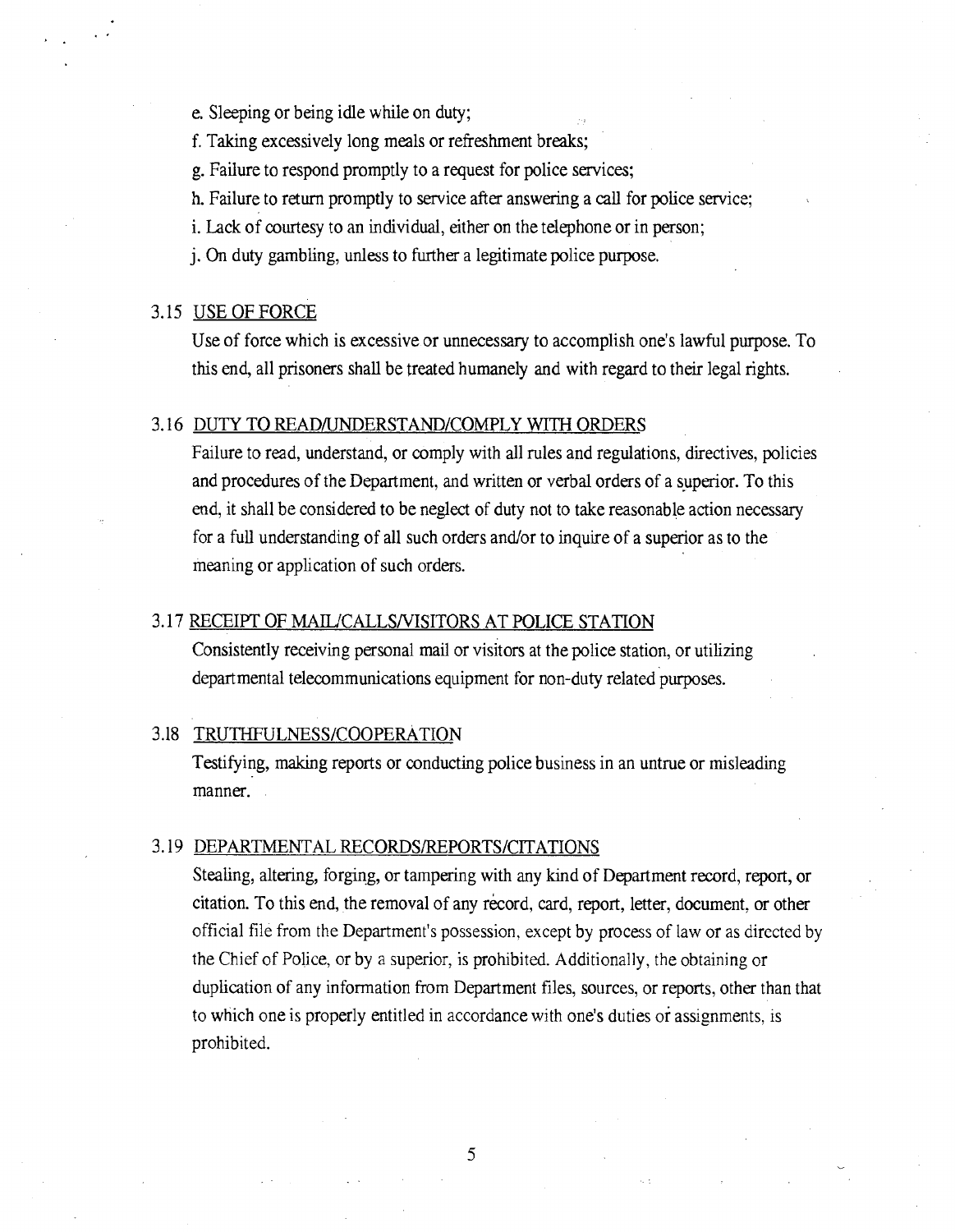e. Sleeping or being idle while on duty;

f. Taking excessively long meals or refreshment breaks;

g. Failure to respond promptly to a request for police services;

h. Failure to return promptly to service after answering a call for police service;

i. Lack of courtesy to an individual, either on the telephone or in person;

j. On duty gambling, unless to further a legitimate police purpose.

### 3.15 USE OF FORCE

Use of force which is excessive or unnecessary to accomplish one's lawful purpose. To this end, all prisoners shall be treated humanely and with regard to their legal rights.

### 3.16 DUTY TO READ/UNDERSTAND/COMPLY WITH ORDERS

Failure to read, understand, or comply with all rules and regulations, directives, policies and procedures of the Department, and written or verbal orders of a superior. To this end, it shall be considered to be neglect of duty not to take reasonable action necessary for a full understanding of all such orders and/or to inquire of a superior as to the meaning or application of such orders.

### 3.17 RECEIPT OF MAIL/CALLS/VISITORS AT POLICE STATION

Consistently receiving personal mail or visitors at the police station, or utilizing departmental telecommunications equipment for non-duty related purposes.

### 3.18 TRUTHFULNESS/COOPERATION

Testifying, making reports or conducting police business in an untrue or misleading manner.

### 3.19 DEPARTMENTAL RECORDS/REPORTS/CITATIONS

Stealing, altering, forging, or tampering with any kind of Department record, report, or citation. To this end, the removal of any record, card, report, letter, document, or other official file from the Department's possession, except by process of law or as directed by the Chief of Police, or by a superior, is prohibited. Additionally, the obtaining or duplication of any information from Department files, sources, or reports, other than that to which one is properly entitled in accordance with one's duties or assignments, is prohibited.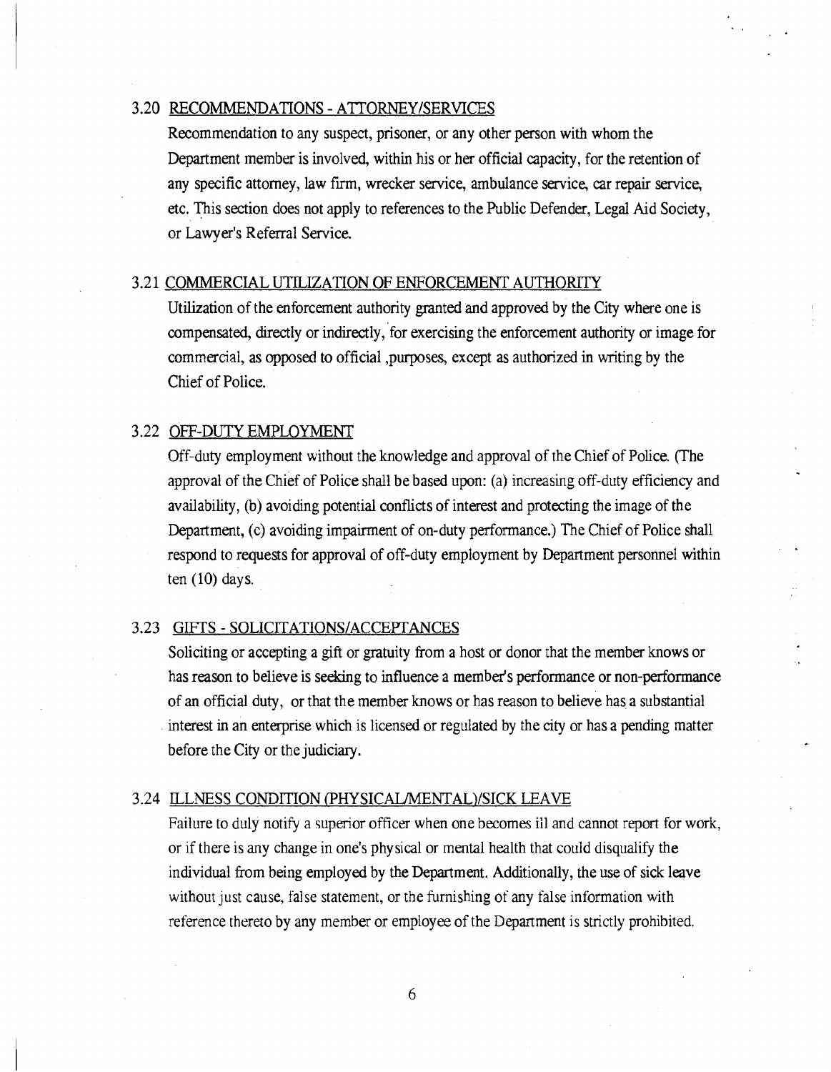### 3.20 RECOMMENDATIONS - ATTORNEY/SERVICES

Recommendation to any suspect, prisoner, or any other person with whom the Department member is involved, within his or her official capacity, for the retention of any specific attorney, law firm, wrecker service, ambulance service, car repair service, etc. This section does not apply to references to the Public Defender, Legal Aid Society, or Lawyer's Referral Service.

### 3.21 COMMERCIAL UTILIZATION OF ENFORCEMENT AUTHORITY

Utilization of the enforcement authority granted and approved by the City where one is compensated, directly or indirectly, for exercising the enforcement authority or image for commercial, as opposed to official ,purposes, except as authorized in writing by the Chief of Police.

### 3.22 OFF-DUTY EMPLOYMENT

Off-duty employment without the knowledge and approval of the Chief of Police. (The approval of the Chief of Police shall be based upon: (a) increasing off-duty efficiency and availability, (b) avoiding potential conflicts of interest and protecting the image of the Department, (c) avoiding impairment of on-duty performance.) The Chief of Police shall respond to requests for approval of off-duty employment by Department personnel within ten (10) days.

### 3.23 GIFTS - SOLICITATIONS/ACCEPTANCES

Soliciting or accepting a gift or gratuity from a host or donor that the member knows or has reason to believe is seeking to influence a member's performance or non-performance of an official duty, or that the member knows or has reason to believe has a substantial interest in an enterprise which is licensed or regulated by the city or has a pending matter before the City or the judiciary.

### 3.24 ILLNESS CONDITION (PHYSICAL/MENTAL)/SICK LEAVE

Failure to duly notify a superior officer when one becomes ill and cannot report for work, or if there is any change in one's physical or mental health that could disqualify the individual from being employed by the Department. Additionally, the use of sick leave without just cause, false statement, or the furnishing of any false information with reference thereto by any member or employee of the Department is strictly prohibited.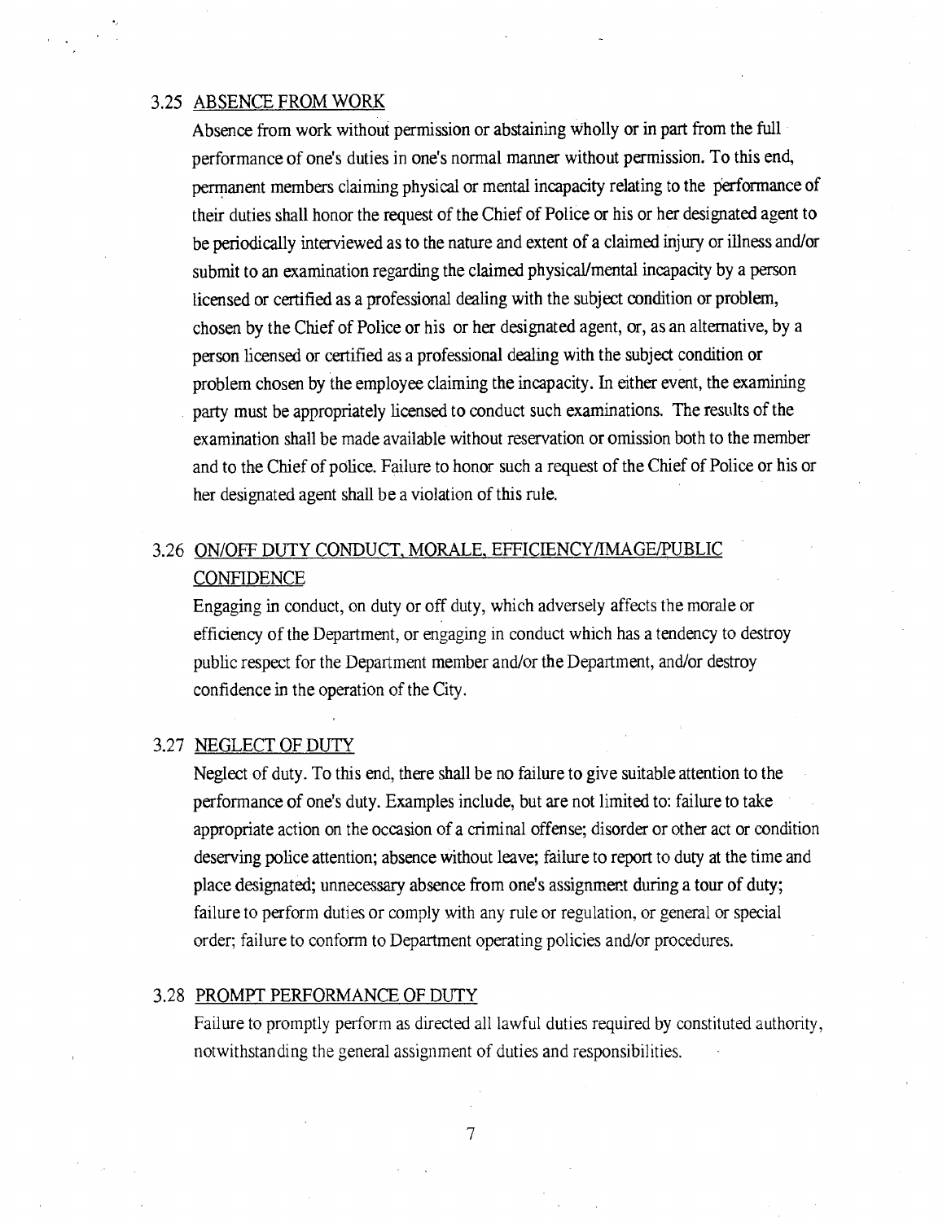### 3.25 ABSENCE FROM WORK

Absence from work without permission or abstaining wholly or in part from the full performance of one's duties in one's normal manner without permission. To this end, permanent members claiming physical or mental incapacity relating to the performance of their duties shall honor the request of the Chief of Police or his or her designated agent to be periodically interviewed as to the nature and extent of a claimed injury or illness and/or submit to an examination regarding the claimed physical/mental incapacity by a person licensed or certified as a professional dealing with the subject condition or problem, chosen by the Chief of Police or his or her designated agent, or, as an alternative, by a person licensed or certified as a professional dealing with the subject condition or problem chosen by the employee claiming the incapacity. In either event, the examining party must be appropriately licensed to conduct such examinations. The results of the examination shall be made available without reservation or omission both to the member and to the Chief of police. Failure to honor such a request of the Chief of Police or his or her designated agent shall be a violation of this rule.

### 3.26 ON/OFF DUTY CONDUCT, MORALE, EFFICIENCY/IMAGE/PUBLIC CONFIDENCE

Engaging in conduct, on duty or off duty, which adversely affects the morale or efficiency of the Department, or engaging in conduct which has a tendency to destroy public respect for the Department member and/or the Department, and/or destroy confidence in the operation of the City.

### 3.27 NEGLECT OF DUTY

Neglect of duty. To this end, there shall be no failure to give suitable attention to the performance of one's duty. Examples include, but are not limited to: failure to take appropriate action on the occasion of a criminal offense; disorder or other act or condition deserving police attention; absence without leave; failure to report to duty at the time and place designated; unnecessary absence from one's assignment during a tour of duty; failure to perform duties or comply with any rule or regulation, or general or special order; failure to conform to Department operating policies and/or procedures.

### 3.28 PROMPT PERFORMANCE OF DUTY

Failure to promptly perform as directed all lawful duties required by constituted authority, notwithstanding the general assignment of duties and responsibilities.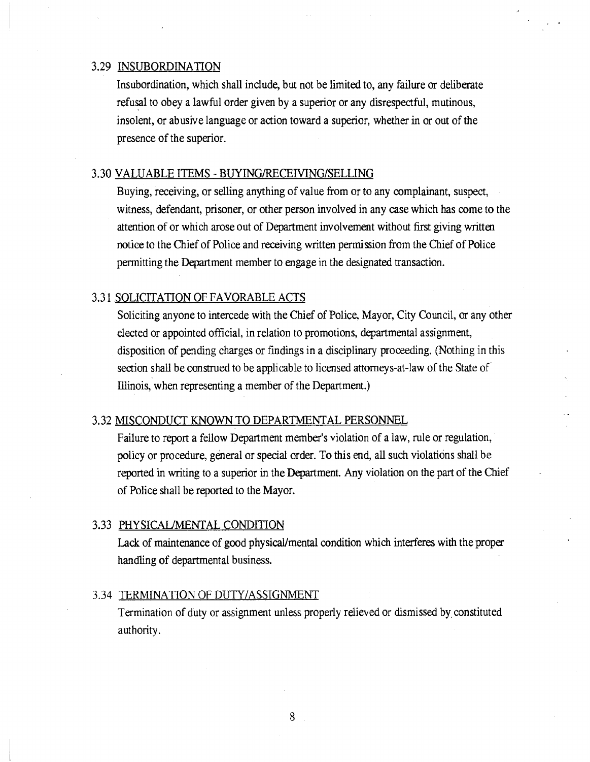### 3.29 INSUBORDINATION

Insubordination, which shall include, but not be limited to, any failure or deliberate refusal to obey a lawful order given by a superior or any disrespectful, mutinous, insolent, or abusive language or action toward a superior, whether in or out of the presence of the superior.

### 3.30 VALUABLE ITEMS - BUYING/RECEIVING/SELLING

Buying, receiving, or selling anything of value from or to any complainant, suspect, witness, defendant, prisoner, or other person involved in any case which has come to the attention of or which arose out of Department involvement without first giving written notice to the Chief of Police and receiving written permission from the Chief of Police permitting the Department member to engage in the designated transaction.

### 3.31 SOLICITATION OF FAVORABLE ACTS

Soliciting anyone to intercede with the Chief of Police, Mayor, City Council, or any other elected or appointed official, in relation to promotions, departmental assignment, disposition of pending charges or findings in a disciplinary proceeding. (Nothing in this section shall be construed to be applicable to licensed attorneys-at-law of the State of Illinois, when representing a member of the Department.)

### 3.32 MISCONDUCT KNOWN TO DEPARTMENTAL PERSONNEL

Failure to report a fellow Department member's violation of a law, rule or regulation, policy or procedure, general or special order. To this end, all such violations shall be reported in writing to a superior in the Department. Any violation on the part of the Chief of Police shall be reported to the Mayor.

### 3.33 PHYSICAL/MENTAL CONDITION

Lack of maintenance of good physical/mental condition which interferes with the proper handling of departmental business.

### 3.34 TERMINATION OF DUTY/ASSIGNMENT

Termination of duty or assignment unless properly relieved or dismissed by constituted authority.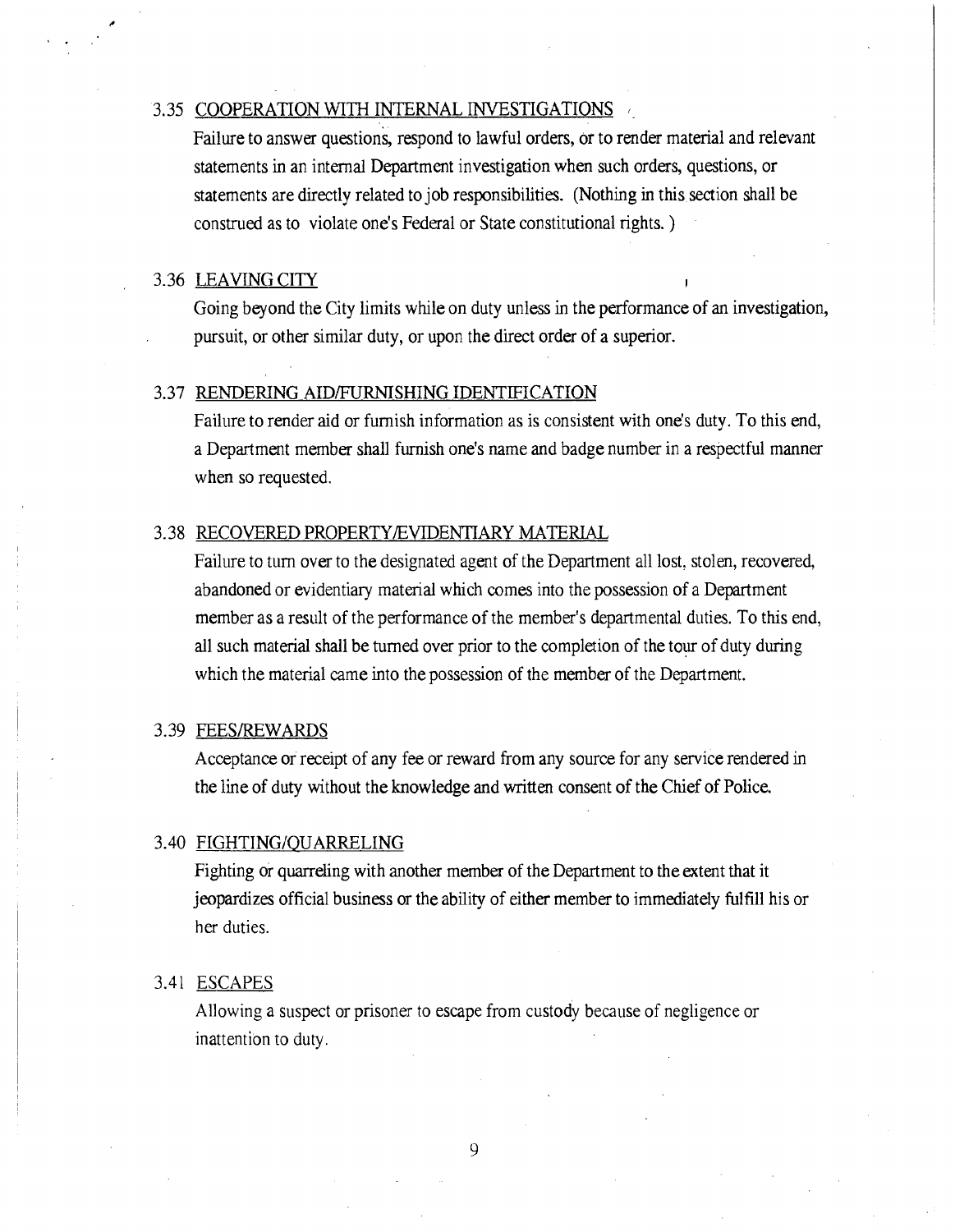3.35 COOPERATION WITH INTERNAL INVESTIGATIONS

Failure to answer questions, respond to lawful orders, or to render material and relevant statements in an internal Department investigation when such orders, questions, or statements are directly related to job responsibilities. (Nothing in this section shall be construed as to violate one's Federal or State constitutional rights. )

3.36 LEAVING CITY

Going beyond the City limits while on duty unless in the performance of an investigation, pursuit, or other similar duty, or upon the direct order of a superior.

3.37 RENDERING AID/FURNISHING IDENTIFICATION

Failure to render aid or furnish information as is consistent with one's duty. To this end, a Department member shall furnish one's name and badge number in a respectful manner when so requested.

3.38 RECOVERED PROPERTY/EVIDENTIARY MATERIAL

Failure to turn over to the designated agent of the Department all lost, stolen, recovered, abandoned or evidentiary material which comes into the possession of a Department member as a result of the performance of the member's departmental duties. To this end, all such material shall be turned over prior to the completion of the tour of duty during which the material came into the possession of the member of the Department.

3.39 FEES/REWARDS

Acceptance or receipt of any fee or reward from any source for any service rendered in the line of duty without the knowledge and written consent of the Chief of Police.

3.40 FIGHTING/QUARRELING

Fighting or quarreling with another member of the Department to the extent that it jeopardizes official business or the ability of either member to immediately fulfill his or her duties.

3.41 ESCAPES

Allowing a suspect or prisoner to escape from custody because of negligence or inattention to duty.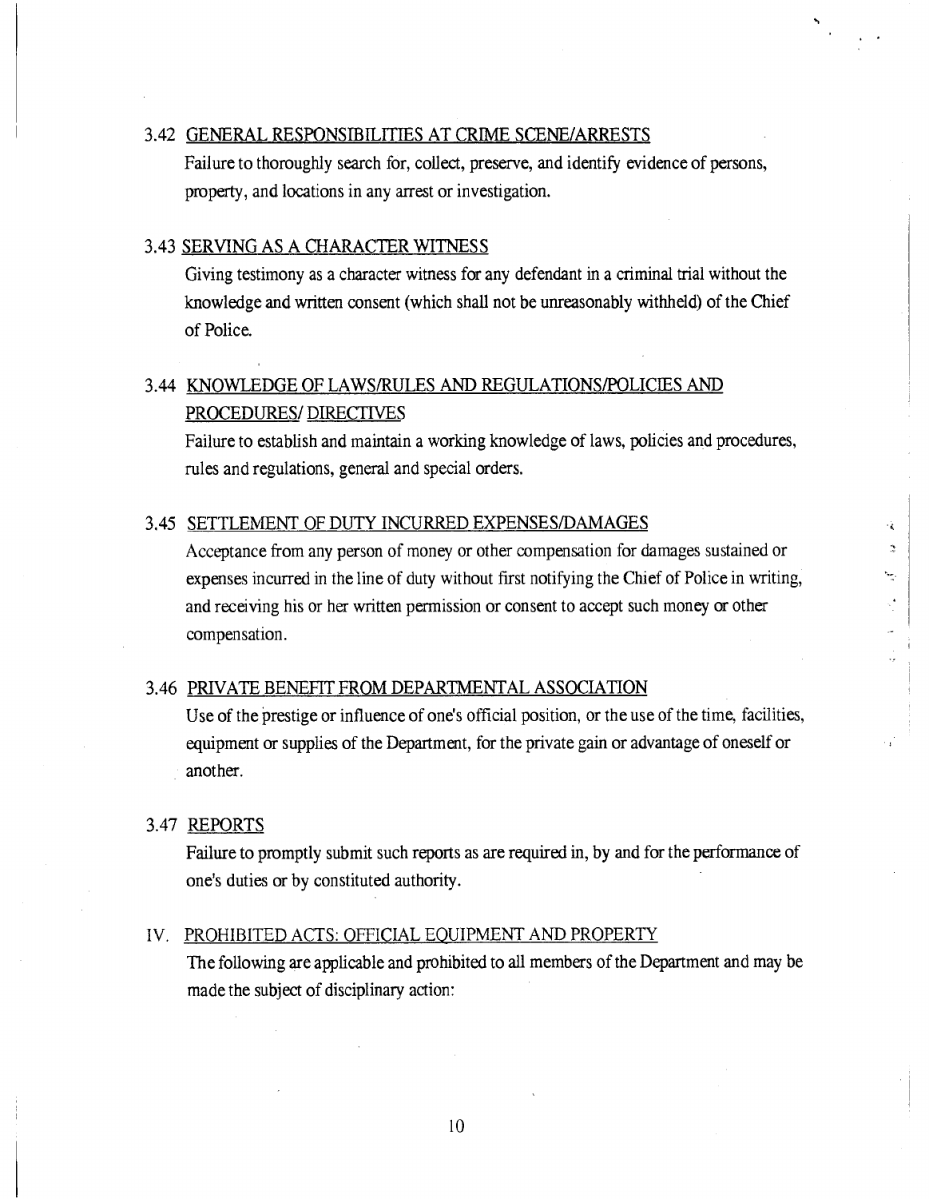### 3.42 GENERAL RESPONSIBILITIES AT CRIME SCENE/ARRESTS

Failure to thoroughly search for, collect, preserve, and identify evidence of persons, property, and locations in any arrest or investigation.

### 3.43 SERVING AS A CHARACTER WITNESS

Giving testimony as a character witness for any defendant in a criminal trial without the knowledge and written consent (which shall not be unreasonably withheld) of the Chief of Police.

### 3.44 KNOWLEDGE OF LAWS/RULES AND REGULATIONS/POLICIES AND PROCEDURES/ DIRECTIVES

Failure to establish and maintain a working knowledge of laws, policies and procedures, rules and regulations, general and special orders.

### 3.45 SETTLEMENT OF DUTY INCURRED EXPENSES/DAMAGES

Acceptance from any person of money or other compensation for damages sustained or expenses incurred in the line of duty without first notifying the Chief of Police in writing, and receiving his or her written permission or consent to accept such money or other compensation.

### 3.46 PRIVATE BENEFIT FROM DEPARTMENTAL ASSOCIATION

Use of the prestige or influence of one's official position, or the use of the time, facilities, equipment or supplies of the Department, for the private gain or advantage of oneself or another.

### 3.47 REPORTS

Failure to promptly submit such reports as are required in, by and for the performance of one's duties or by constituted authority.

## IV. PROHIBITED ACTS: OFFICIAL EQUIPMENT AND PROPERTY

The following are applicable and prohibited to all members of the Department and may be made the subject of disciplinary action: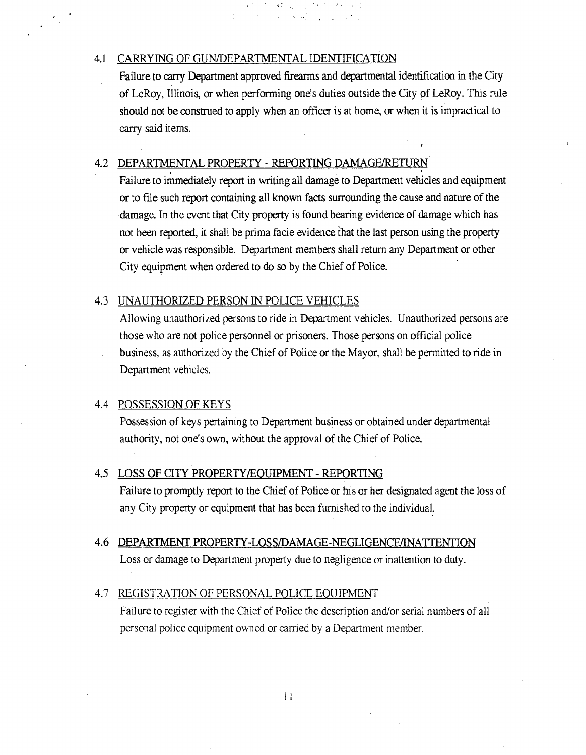### 4.1 CARRYING OF GUN/DEPARTMENTAL IDENTIFICATION

Failure to carry Department approved firearms and departmental identification in the City of LeRoy, Illinois, or when performing one's duties outside the City of LeRoy. This rule should not be construed to apply when an officer is at home, or when it is impractical to carry said items.

### 4.2 DEPARTMENTAL PROPERTY - REPORTING DAMAGE/RETURN

Failure to immediately report in writing all damage to Department vehicles and equipment or to file such report containing all known facts surrounding the cause and nature of the damage. In the event that City property is found bearing evidence of damage which has not been reported, it shall be prima facie evidence that the last person using the property or vehicle was responsible. Department members shall return any Department or other City equipment when ordered to do so by the Chief of Police.

### 4.3 UNAUTHORIZED PERSON IN POLICE VEHICLES

Allowing unauthorized persons to ride in Department vehicles. Unauthorized persons are those who are not police personnel or prisoners. Those persons on official police business, as authorized by the Chief of Police or the Mayor, shall be permitted to ride in Department vehicles.

### 4.4 POSSESSION OF KEYS

Possession of keys pertaining to Department business or obtained under departmental authority, not one's own, without the approval of the Chief of Police.

### 4.5 LOSS OF CITY PROPERTY/EQUIPMENT - REPORTING

Failure to promptly report to the Chief of Police or his or her designated agent the loss of any City property or equipment that has been furnished to the individual.

### 4.6 DEPARTMENT PROPERTY-LOSS/DAMAGE-NEGLIGENCE/INATTENTION

Loss or damage to Department property due to negligence or inattention to duty.

### 4.7 REGISTRATION OF PERSONAL POLICE EQUIPMENT

Failure to register with the Chief of Police the description and/or serial numbers of all personal police equipment owned or carried by a Department member.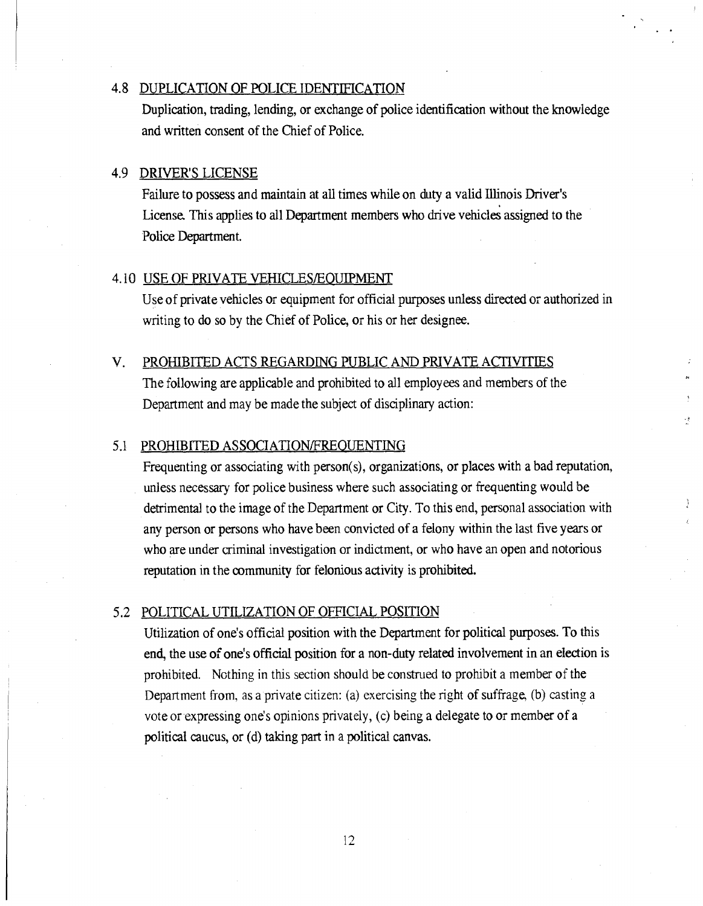### 4.8 DUPLICATION OF POLICE IDENTIFICATION

Duplication, trading, lending, or exchange of police identification without the knowledge and written consent of the Chief of Police.

### 4.9 DRIVER'S LICENSE

Failure to possess and maintain at all times while on duty a valid Illinois Driver's License. This applies to all Department members who drive vehicles assigned to the Police Department.

### 4.10 USE OF PRIVATE VEHICLES/EQUIPMENT

Use of private vehicles or equipment for official purposes unless directed or authorized in writing to do so by the Chief of Police, or his or her designee.

## V. PROHIBITED ACTS REGARDING PUBLIC AND PRIVATE ACTIVITIES

The following are applicable and prohibited to all employees and members of the Department and may be made the subject of disciplinary action:

### 5.1 PROHIBITED ASSOCIATION/FREQUENTING

Frequenting or associating with person(s), organizations, or places with a bad reputation, unless necessary for police business where such associating or frequenting would be detrimental to the image of the Department or City. To this end, personal association with any person or persons who have been convicted of a felony within the last five years or who are under criminal investigation or indictment, or who have an open and notorious reputation in the community for felonious activity is prohibited.

### 5.2 POLITICAL UTILIZATION OF OFFICIAL POSITION

Utilization of one's official position with the Department for political purposes. To this end, the use of one's official position for a non-duty related involvement in an election is prohibited. Nothing in this section should be construed to prohibit a member of the Department from, as a private citizen: (a) exercising the right of suffrage, (b) casting a vote or expressing one's opinions privately, (c) being a delegate to or member of a political caucus, or (d) taking part in a political canvas.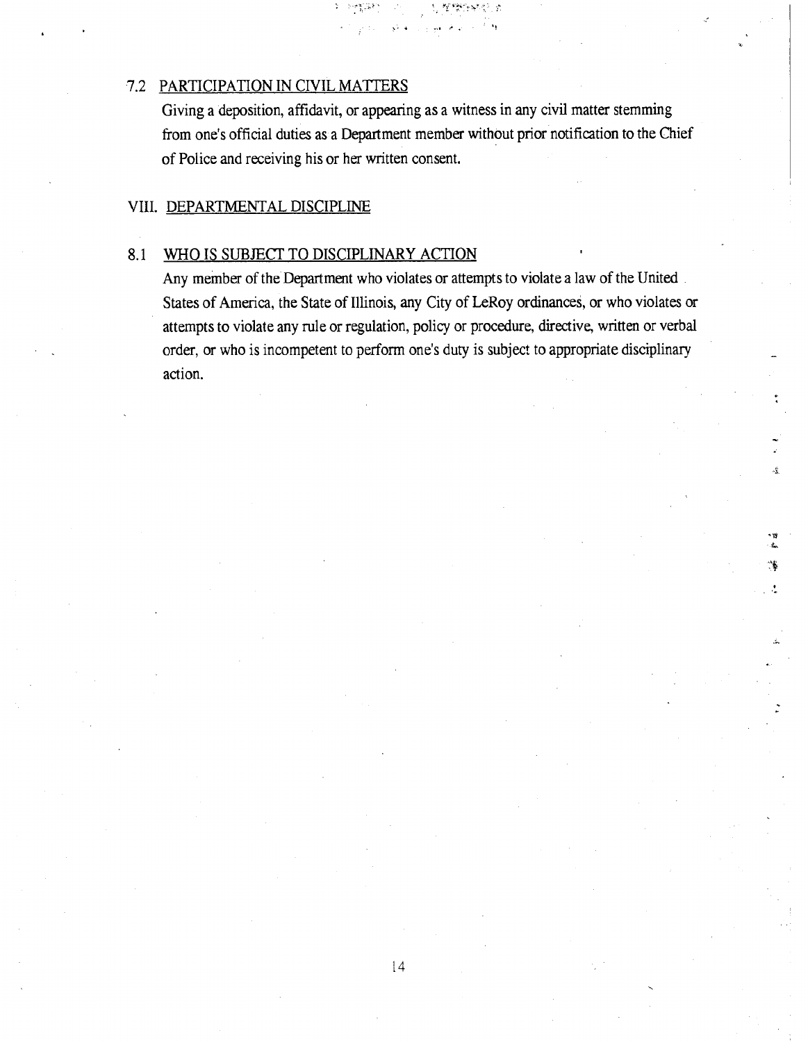### 7.2 PARTICIPATION IN CIVIL MATTERS

Giving a deposition, affidavit, or appearing as a witness in any civil matter stemming from one's official duties as a Department member without prior notification to the Chief of Police and receiving his or her written consent.

## VIII. DEPARTMENTAL DISCIPLINE

### 8.1 WHO IS SUBJECT TO DISCIPLINARY ACTION

Any member of the Department who violates or attempts to violate a law of the United States of America, the State of Illinois, any City of LeRoy ordinances, or who violates or attempts to violate any rule or regulation, policy or procedure, directive, written or verbal order, or who is incompetent to perform one's duty is subject to appropriate disciplinary action.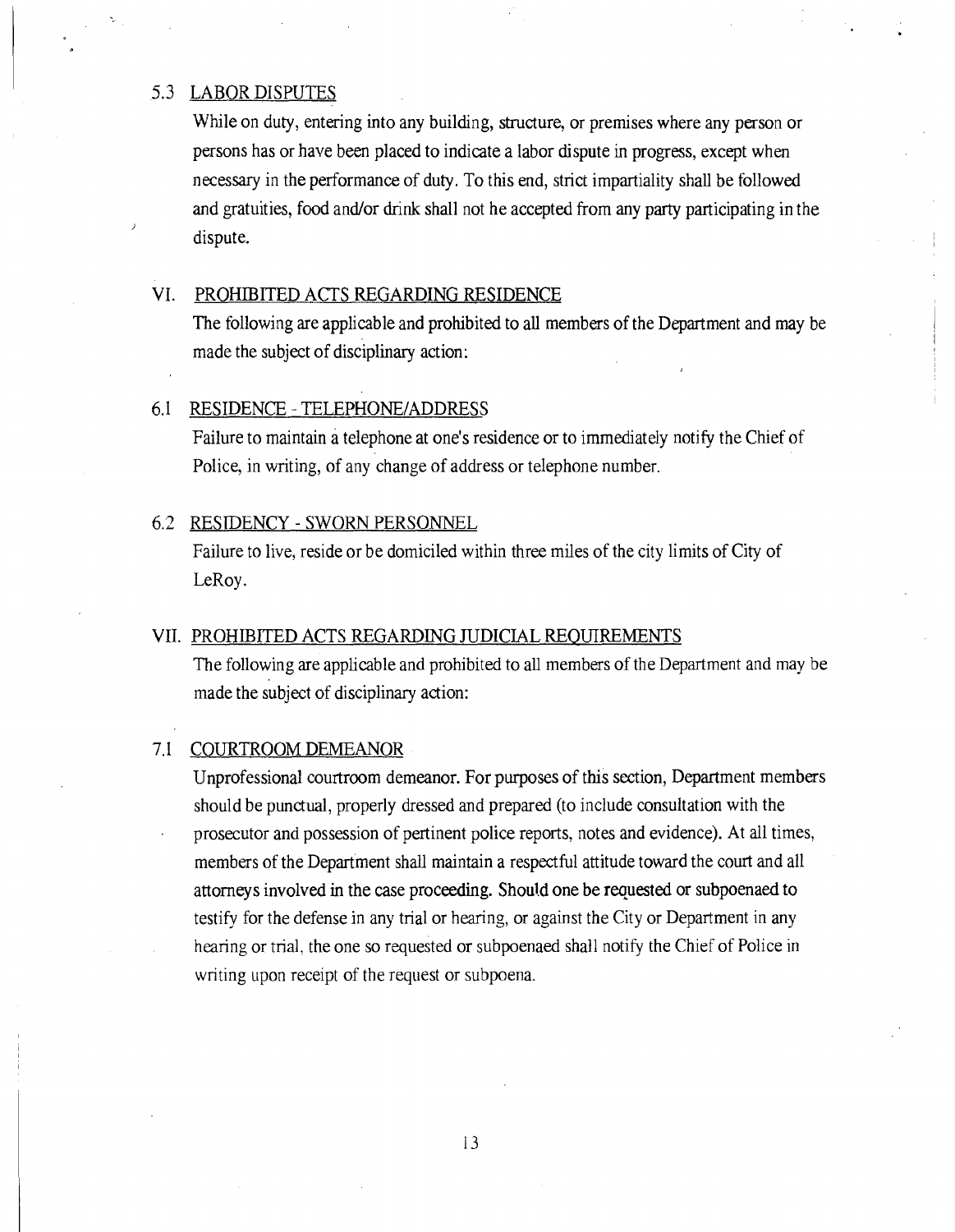### 5.3 LABOR DISPUTES

While on duty, entering into any building, structure, or premises where any person or persons has or have been placed to indicate a labor dispute in progress, except when necessary in the performance of duty. To this end, strict impartiality shall be followed and gratuities, food and/or drink shall not he accepted from any party participating in the dispute.

## VI. PROHIBITED ACTS REGARDING RESIDENCE

The following are applicable and prohibited to all members of the Department and may be made the subject of disciplinary action:

### 6.1 RESIDENCE - TELEPHONE/ADDRESS

Failure to maintain a telephone at one's residence or to immediately notify the Chief of Police, in writing, of any change of address or telephone number.

### 6.2 RESIDENCY - SWORN PERSONNEL

Failure to live, reside or be domiciled within three miles of the city limits of City of LeRoy.

## VII. PROHIBITED ACTS REGARDING JUDICIAL REQUIREMENTS

The following are applicable and prohibited to all members of the Department and may be made the subject of disciplinary action:

### 7.1 COURTROOM DEMEANOR

Unprofessional courtroom demeanor. For purposes of this section, Department members should be punctual, properly dressed and prepared (to include consultation with the prosecutor and possession of pertinent police reports, notes and evidence). At all times, members of the Department shall maintain a respectful attitude toward the court and all attorneys involved in the case proceeding. Should one be requested or subpoenaed to testify for the defense in any trial or hearing, or against the City or Department in any hearing or trial, the one so requested or subpoenaed shall notify the Chief of Police in writing upon receipt of the request or subpoena.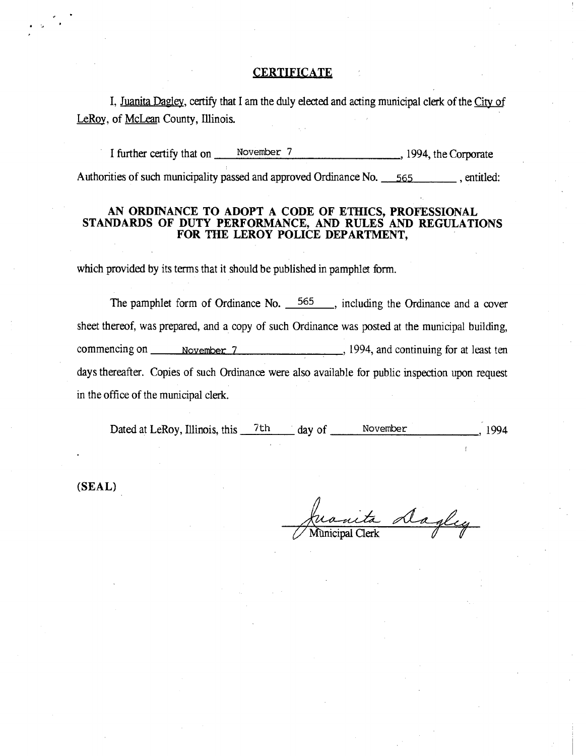## CERTIFICATE

I, Juanita Dagley, certify that I am the duly elected and acting municipal clerk of the City of LeRoy, of McLean County, Illinois.

I further certify that on November 7, 1994, the Corporate Authorities of such municipality passed and approved Ordinance No. 565, entitled:

**AN ORDINANCE TO ADOPT A CODE OF ETHICS, PROFESSIONAL STANDARDS OF DUTY PERFORMANCE, AND RULES AND REGULATIONS FOR THE LEROY POLICE DEPARTMENT,**

which provided by its terms that it should be published in pamphlet form.

The pamphlet form of Ordinance No. 565, including the Ordinance and a cover sheet thereof, was prepared, and a copy of such Ordinance was posted at the municipal building, commencing on November 7, 1994, and continuing for at least ten days thereafter. Copies of such Ordinance were also available for public inspection upon request in the office of the municipal clerk.

Dated at LeRoy, Illinois, this 7th day of November, 1994

**(SEAL)**

Juanita Dagley
Municipal Clerk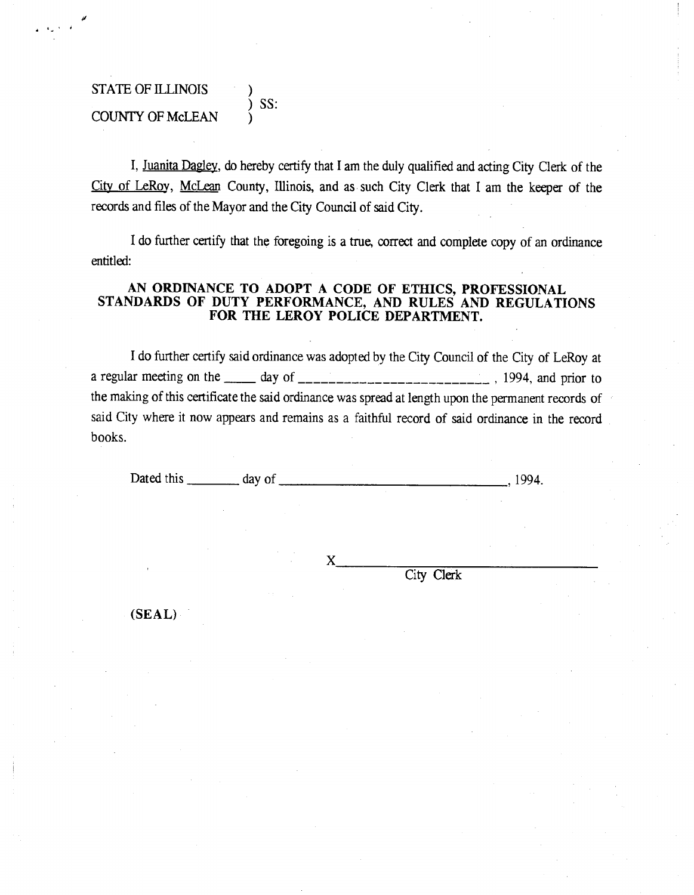STATE OF ILLINOIS )
) SS:
COUNTY OF McLEAN )

I, Juanita Dagley, do hereby certify that I am the duly qualified and acting City Clerk of the City of LeRoy, McLean County, Illinois, and as such City Clerk that I am the keeper of the records and files of the Mayor and the City Council of said City.

I do further certify that the foregoing is a true, correct and complete copy of an ordinance entitled:

**AN ORDINANCE TO ADOPT A CODE OF ETHICS, PROFESSIONAL STANDARDS OF DUTY PERFORMANCE, AND RULES AND REGULATIONS FOR THE LEROY POLICE DEPARTMENT.**

I do further certify said ordinance was adopted by the City Council of the City of LeRoy at a regular meeting on the _____ day of __________________________, 1994, and prior to the making of this certificate the said ordinance was spread at length upon the permanent records of said City where it now appears and remains as a faithful record of said ordinance in the record books.

Dated this ________ day of __________________________________, 1994.

X________________________________
City Clerk

(SEAL)